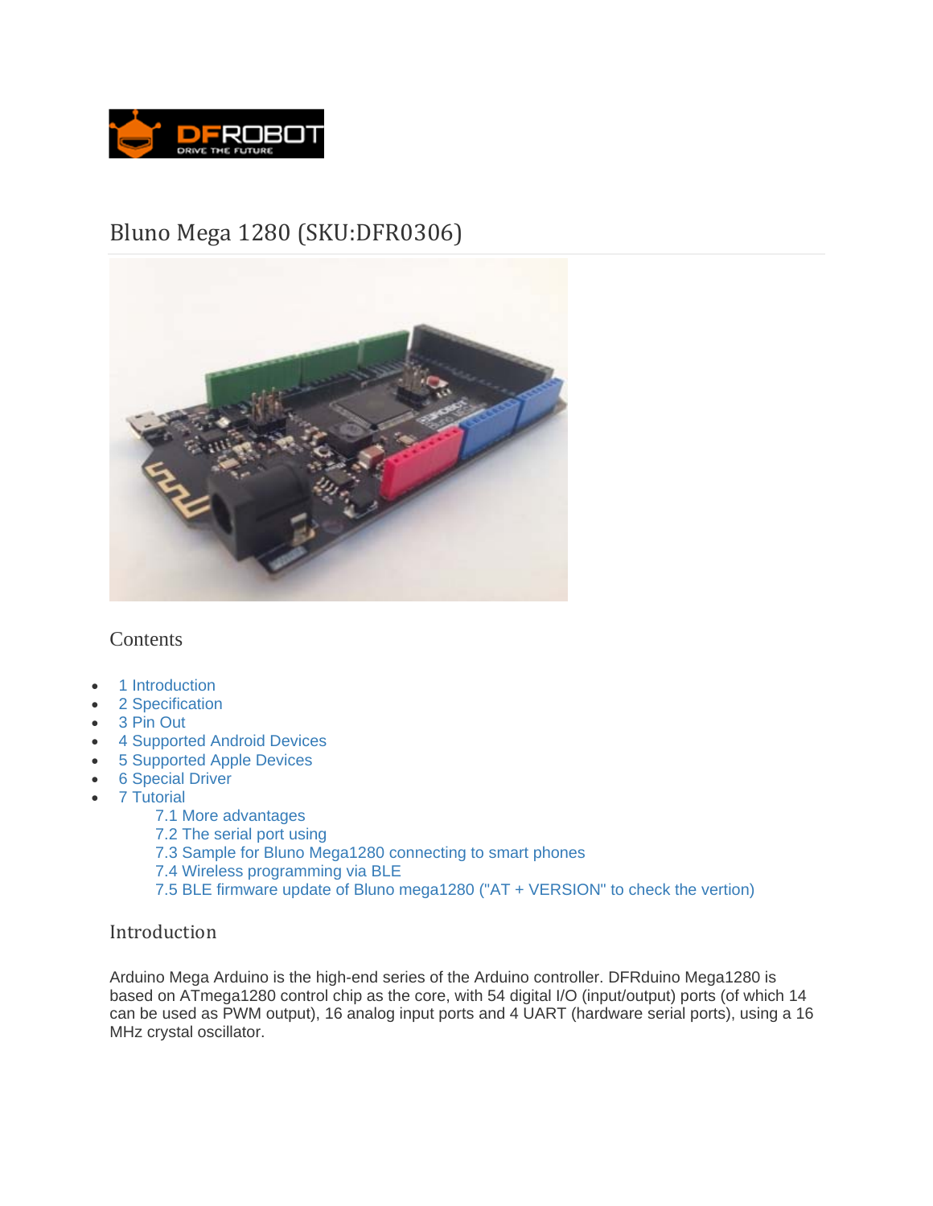# Bluno Mega 1280 (SKU:DFR0306)

## Contents

- 1 Introduction
- 2 Specification
- 3 Pin Out
- 4 Supported Android Devices
- 5 Supported Apple Devices
- 6 Special Driver
- 7 Tutorial
    - 7.1 More advantages
    - 7.2 The serial port using
    - 7.3 Sample for Bluno Mega1280 connecting to smart phones
    - 7.4 Wireless programming via BLE
    - 7.5 BLE firmware update of Bluno mega1280 ("AT + VERSION" to check the vertion)

## Introduction

Arduino Mega Arduino is the high-end series of the Arduino controller. DFRduino Mega1280 is based on ATmega1280 control chip as the core, with 54 digital I/O (input/output) ports (of which 14 can be used as PWM output), 16 analog input ports and 4 UART (hardware serial ports), using a 16 MHz crystal oscillator.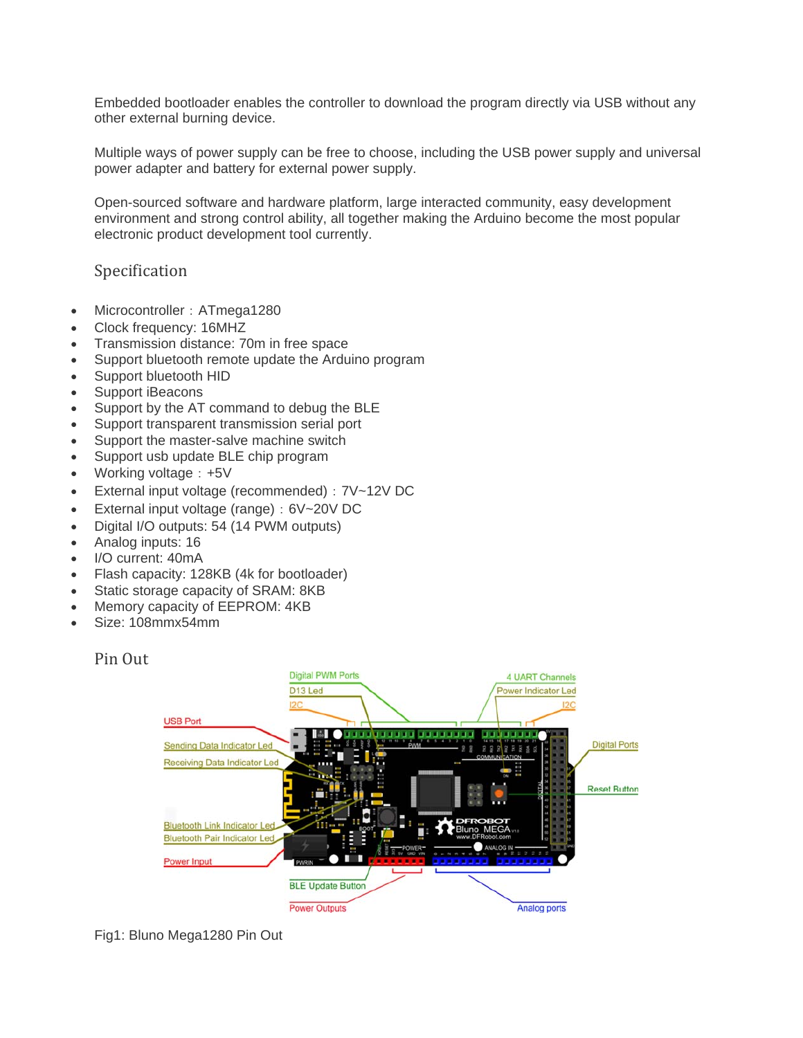Embedded bootloader enables the controller to download the program directly via USB without any other external burning device.

Multiple ways of power supply can be free to choose, including the USB power supply and universal power adapter and battery for external power supply.

Open-sourced software and hardware platform, large interacted community, easy development environment and strong control ability, all together making the Arduino become the most popular electronic product development tool currently.

## Specification

- Microcontroller：ATmega1280
- Clock frequency: 16MHZ
- Transmission distance: 70m in free space
- Support bluetooth remote update the Arduino program
- Support bluetooth HID
- Support iBeacons
- Support by the AT command to debug the BLE
- Support transparent transmission serial port
- Support the master-salve machine switch
- Support usb update BLE chip program
- Working voltage：+5V
- External input voltage (recommended)：7V~12V DC
- External input voltage (range)：6V~20V DC
- Digital I/O outputs: 54 (14 PWM outputs)
- Analog inputs: 16
- I/O current: 40mA
- Flash capacity: 128KB (4k for bootloader)
- Static storage capacity of SRAM: 8KB
- Memory capacity of EEPROM: 4KB
- Size: 108mmx54mm

## Pin Out

Fig1: Bluno Mega1280 Pin Out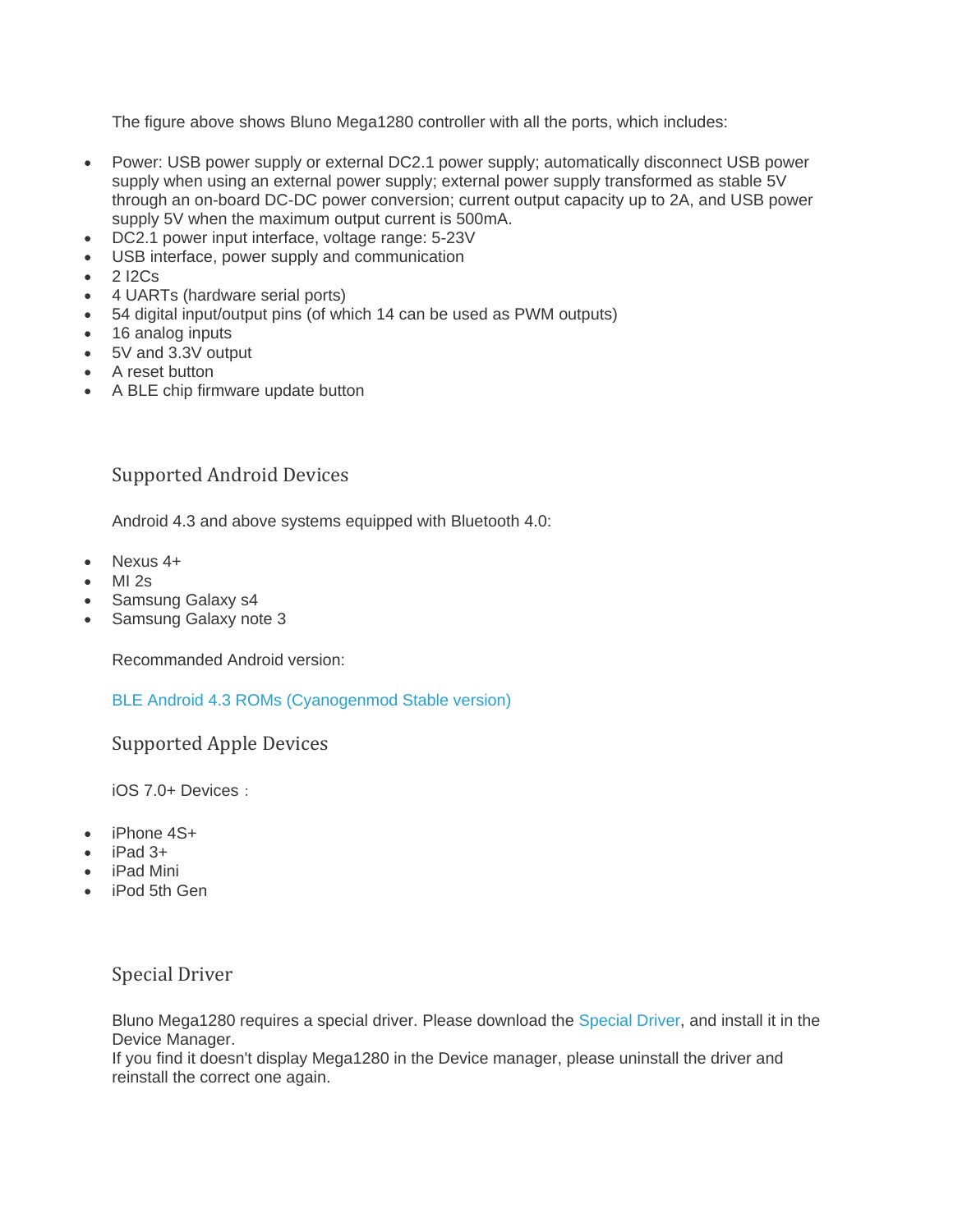The figure above shows Bluno Mega1280 controller with all the ports, which includes:

- Power: USB power supply or external DC2.1 power supply; automatically disconnect USB power supply when using an external power supply; external power supply transformed as stable 5V through an on-board DC-DC power conversion; current output capacity up to 2A, and USB power supply 5V when the maximum output current is 500mA.
- DC2.1 power input interface, voltage range: 5-23V
- USB interface, power supply and communication
- 2 I2Cs
- 4 UARTs (hardware serial ports)
- 54 digital input/output pins (of which 14 can be used as PWM outputs)
- 16 analog inputs
- 5V and 3.3V output
- A reset button
- A BLE chip firmware update button

## Supported Android Devices

Android 4.3 and above systems equipped with Bluetooth 4.0:

- Nexus 4+
- MI 2s
- Samsung Galaxy s4
- Samsung Galaxy note 3

Recommanded Android version:

BLE Android 4.3 ROMs (Cyanogenmod Stable version)

## Supported Apple Devices

iOS 7.0+ Devices：

- iPhone 4S+
- iPad 3+
- iPad Mini
- iPod 5th Gen

## Special Driver

Bluno Mega1280 requires a special driver. Please download the Special Driver, and install it in the Device Manager.
If you find it doesn't display Mega1280 in the Device manager, please uninstall the driver and reinstall the correct one again.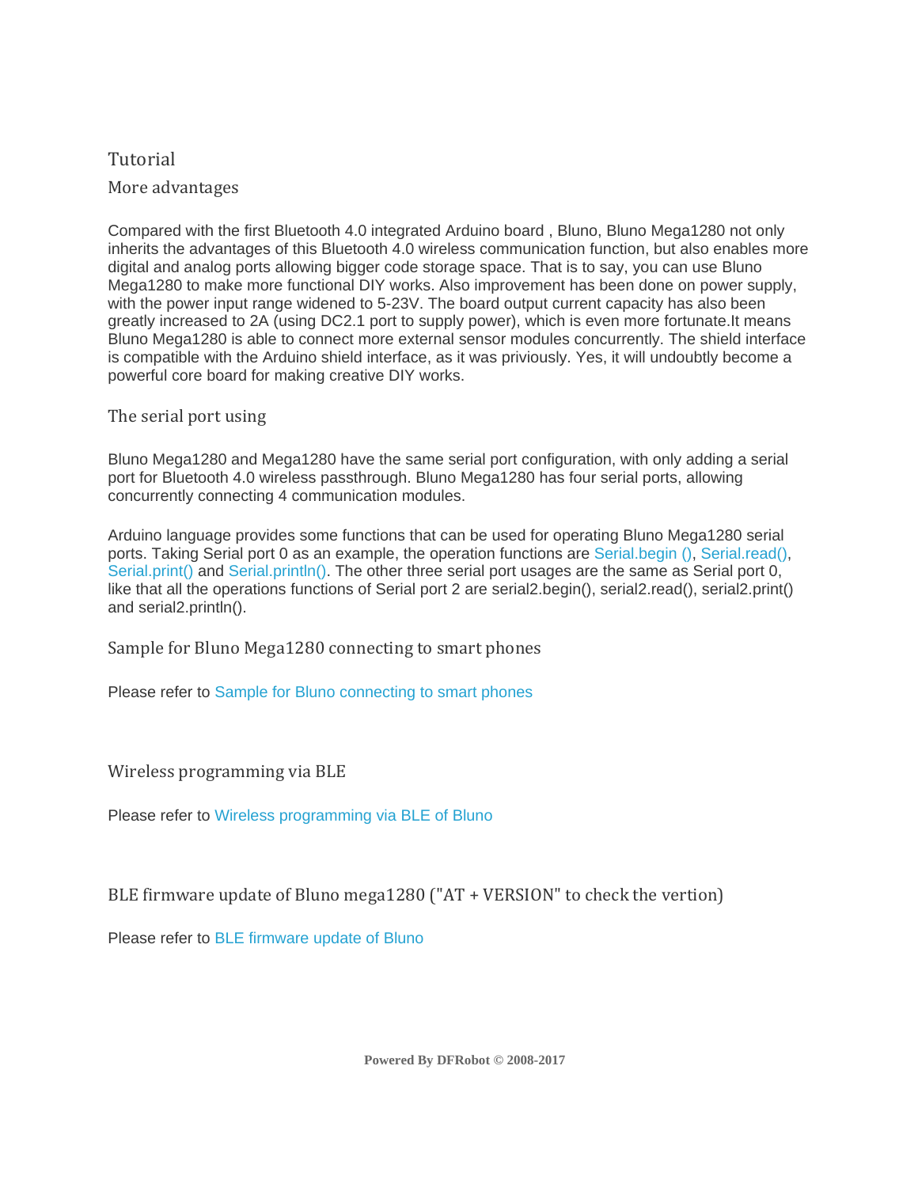# Tutorial

## More advantages

Compared with the first Bluetooth 4.0 integrated Arduino board , Bluno, Bluno Mega1280 not only inherits the advantages of this Bluetooth 4.0 wireless communication function, but also enables more digital and analog ports allowing bigger code storage space. That is to say, you can use Bluno Mega1280 to make more functional DIY works. Also improvement has been done on power supply, with the power input range widened to 5-23V. The board output current capacity has also been greatly increased to 2A (using DC2.1 port to supply power), which is even more fortunate.It means Bluno Mega1280 is able to connect more external sensor modules concurrently. The shield interface is compatible with the Arduino shield interface, as it was priviously. Yes, it will undoubtly become a powerful core board for making creative DIY works.

## The serial port using

Bluno Mega1280 and Mega1280 have the same serial port configuration, with only adding a serial port for Bluetooth 4.0 wireless passthrough. Bluno Mega1280 has four serial ports, allowing concurrently connecting 4 communication modules.

Arduino language provides some functions that can be used for operating Bluno Mega1280 serial ports. Taking Serial port 0 as an example, the operation functions are Serial.begin (), Serial.read(), Serial.print() and Serial.println(). The other three serial port usages are the same as Serial port 0, like that all the operations functions of Serial port 2 are serial2.begin(), serial2.read(), serial2.print() and serial2.println().

## Sample for Bluno Mega1280 connecting to smart phones

Please refer to Sample for Bluno connecting to smart phones

## Wireless programming via BLE

Please refer to Wireless programming via BLE of Bluno

## BLE firmware update of Bluno mega1280 ("AT + VERSION" to check the vertion)

Please refer to BLE firmware update of Bluno

**Powered By DFRobot © 2008-2017**